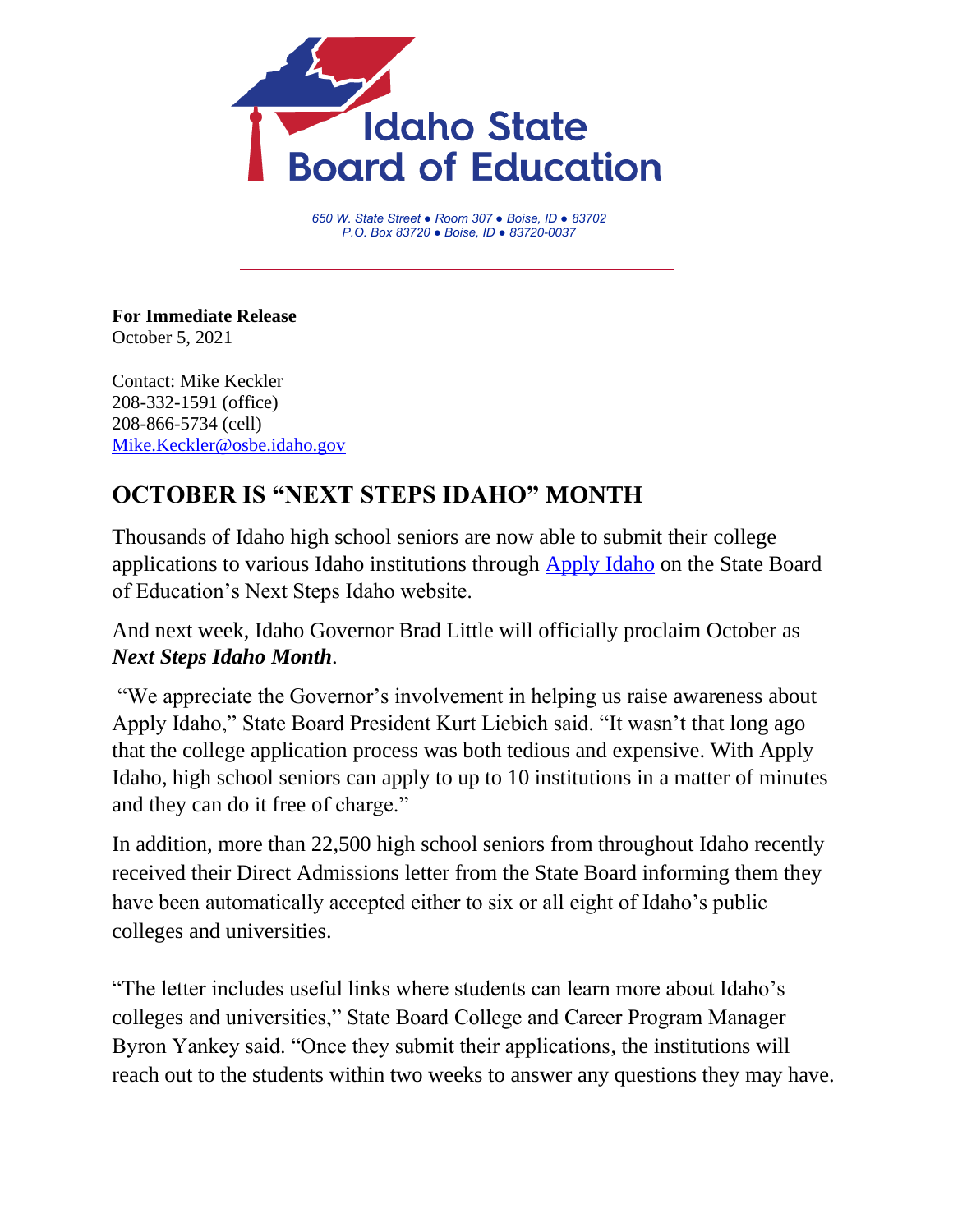Idaho State Board of Education

*650 W. State Street ● Room 307 ● Boise, ID ● 83702*
*P.O. Box 83720 ● Boise, ID ● 83720-0037*

**For Immediate Release**
October 5, 2021

Contact: Mike Keckler
208-332-1591 (office)
208-866-5734 (cell)
Mike.Keckler@osbe.idaho.gov

## OCTOBER IS "NEXT STEPS IDAHO" MONTH

Thousands of Idaho high school seniors are now able to submit their college applications to various Idaho institutions through Apply Idaho on the State Board of Education's Next Steps Idaho website.

And next week, Idaho Governor Brad Little will officially proclaim October as ***Next Steps Idaho Month***.

"We appreciate the Governor's involvement in helping us raise awareness about Apply Idaho," State Board President Kurt Liebich said. "It wasn't that long ago that the college application process was both tedious and expensive. With Apply Idaho, high school seniors can apply to up to 10 institutions in a matter of minutes and they can do it free of charge."

In addition, more than 22,500 high school seniors from throughout Idaho recently received their Direct Admissions letter from the State Board informing them they have been automatically accepted either to six or all eight of Idaho's public colleges and universities.

"The letter includes useful links where students can learn more about Idaho's colleges and universities," State Board College and Career Program Manager Byron Yankey said. "Once they submit their applications, the institutions will reach out to the students within two weeks to answer any questions they may have.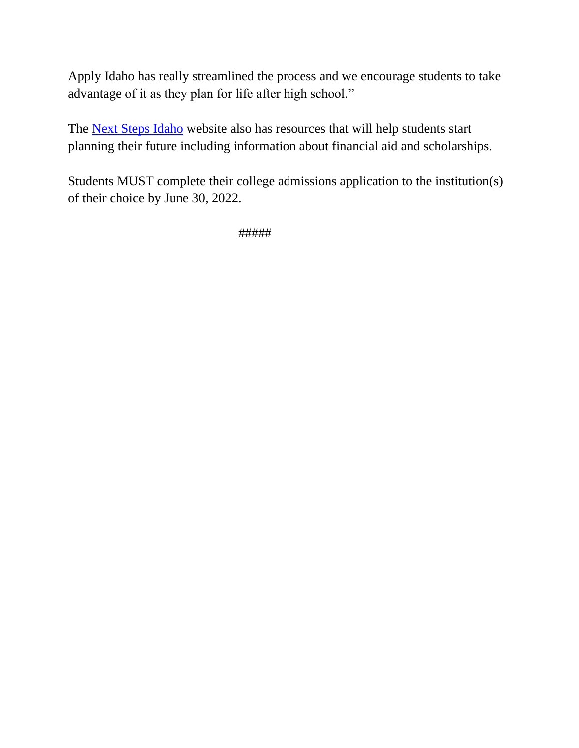Apply Idaho has really streamlined the process and we encourage students to take advantage of it as they plan for life after high school."

The Next Steps Idaho website also has resources that will help students start planning their future including information about financial aid and scholarships.

Students MUST complete their college admissions application to the institution(s) of their choice by June 30, 2022.

#####